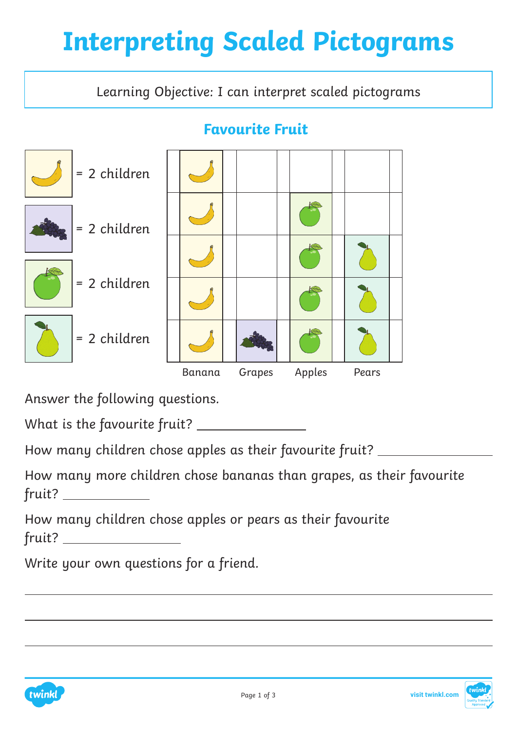# Interpreting Scaled Pictograms

Learning Objective: I can interpret scaled pictograms

## Favourite Fruit

Key:

- Banana = 2 children
- Grapes = 2 children
- Apple = 2 children
- Pear = 2 children

| Banana | Grapes | Apples | Pears |
|---|---|---|---|
| 5 pictures | 1 picture | 4 pictures | 3 pictures |

Answer the following questions.

What is the favourite fruit? ________________

How many children chose apples as their favourite fruit? ________________

How many more children chose bananas than grapes, as their favourite fruit? ____________

How many children chose apples or pears as their favourite fruit? ________________

Write your own questions for a friend.

_______________________________________________

_______________________________________________

_______________________________________________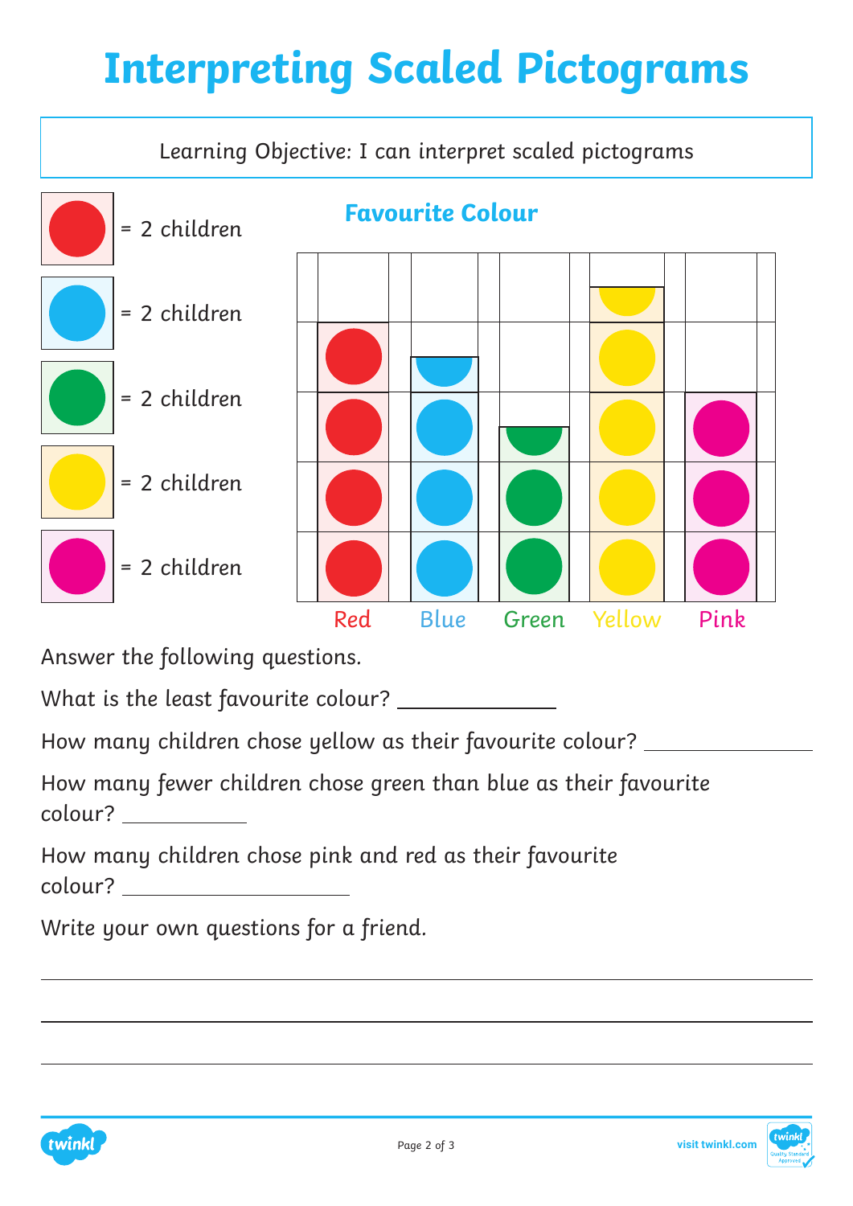# Interpreting Scaled Pictograms

Learning Objective: I can interpret scaled pictograms

= 2 children

= 2 children

= 2 children

= 2 children

= 2 children

**Favourite Colour**

Red Blue Green Yellow Pink

Answer the following questions.

What is the least favourite colour? ____________

How many children chose yellow as their favourite colour? ____________

How many fewer children chose green than blue as their favourite colour? __________

How many children chose pink and red as their favourite colour? ________________

Write your own questions for a friend.

---

---

---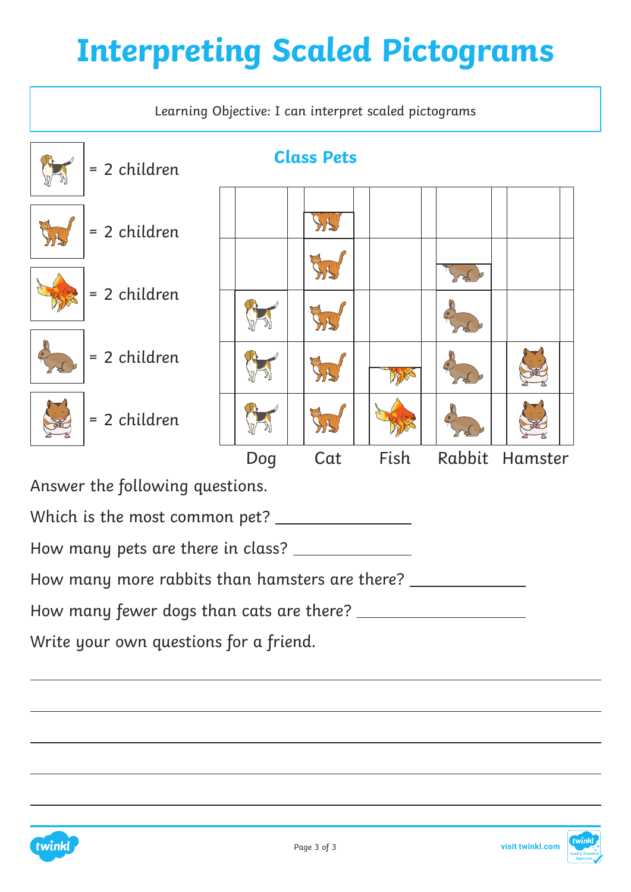# Interpreting Scaled Pictograms

Learning Objective: I can interpret scaled pictograms

Key:

- Dog = 2 children
- Cat = 2 children
- Fish = 2 children
- Rabbit = 2 children
- Hamster = 2 children

### Class Pets

| Dog | Cat | Fish | Rabbit | Hamster |
|---|---|---|---|---|

Answer the following questions.

Which is the most common pet? ________________

How many pets are there in class? ______________

How many more rabbits than hamsters are there? ______________

How many fewer dogs than cats are there? ____________________

Write your own questions for a friend.

______________________________________________________________________

______________________________________________________________________

______________________________________________________________________

______________________________________________________________________

______________________________________________________________________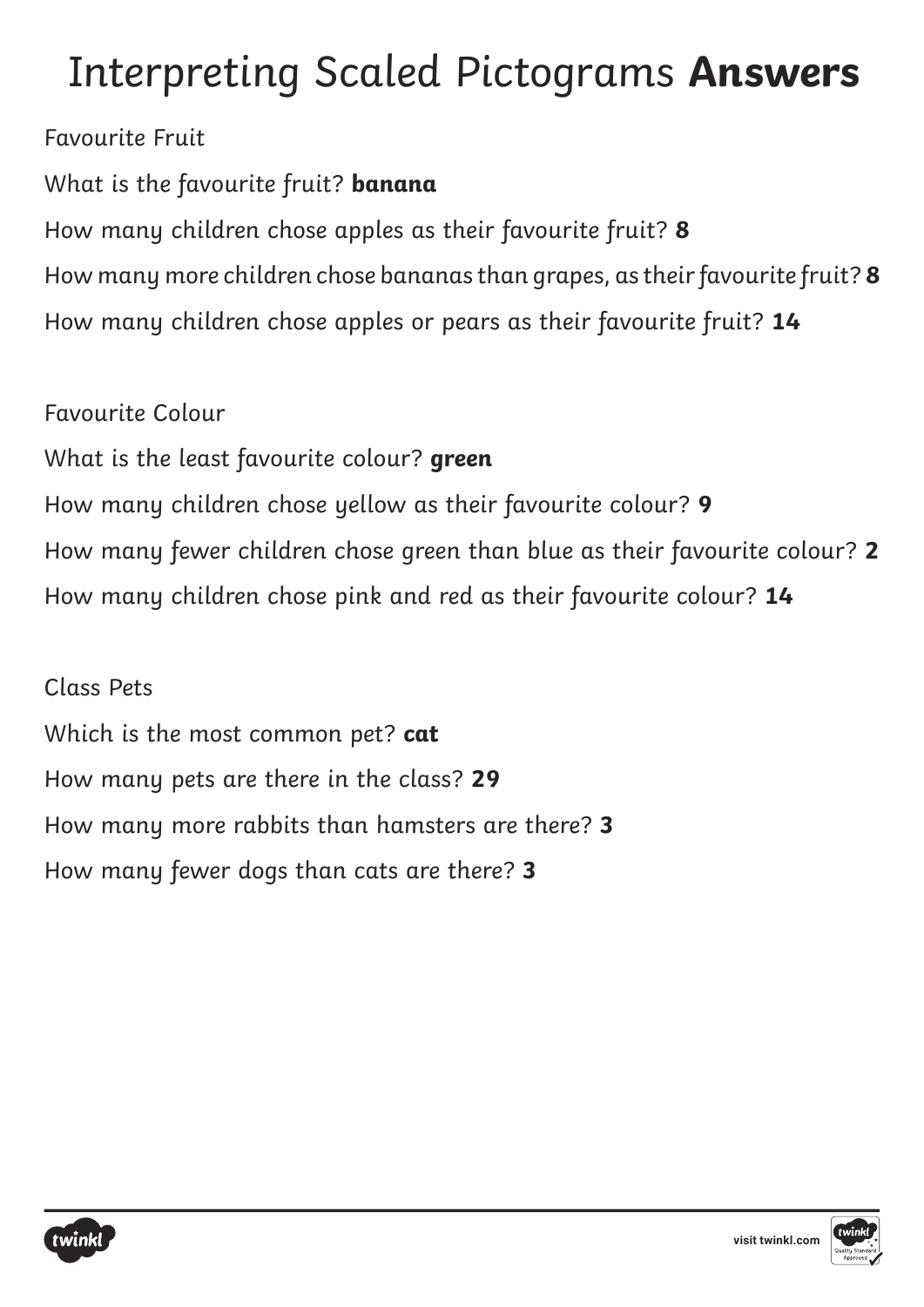# Interpreting Scaled Pictograms **Answers**

Favourite Fruit

What is the favourite fruit? **banana**

How many children chose apples as their favourite fruit? **8**

How many more children chose bananas than grapes, as their favourite fruit? **8**

How many children chose apples or pears as their favourite fruit? **14**

Favourite Colour

What is the least favourite colour? **green**

How many children chose yellow as their favourite colour? **9**

How many fewer children chose green than blue as their favourite colour? **2**

How many children chose pink and red as their favourite colour? **14**

Class Pets

Which is the most common pet? **cat**

How many pets are there in the class? **29**

How many more rabbits than hamsters are there? **3**

How many fewer dogs than cats are there? **3**